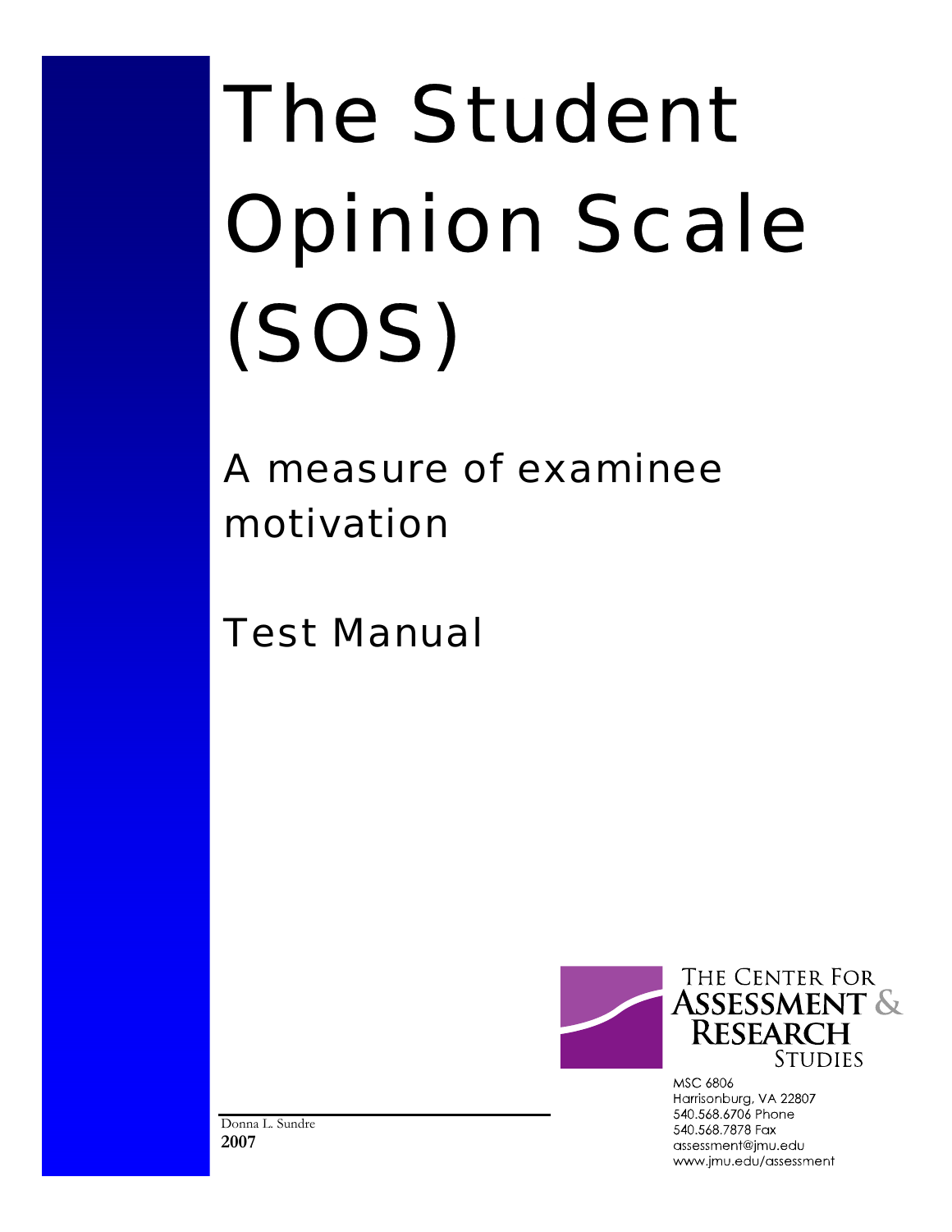# The Student Opinion Scale (SOS)

## A measure of examinee motivation

## Test Manual

THE CENTER FOR
ASSESSMENT & RESEARCH STUDIES

MSC 6806
Harrisonburg, VA 22807
540.568.6706 Phone
540.568.7878 Fax
assessment@jmu.edu
www.jmu.edu/assessment

Donna L. Sundre
**2007**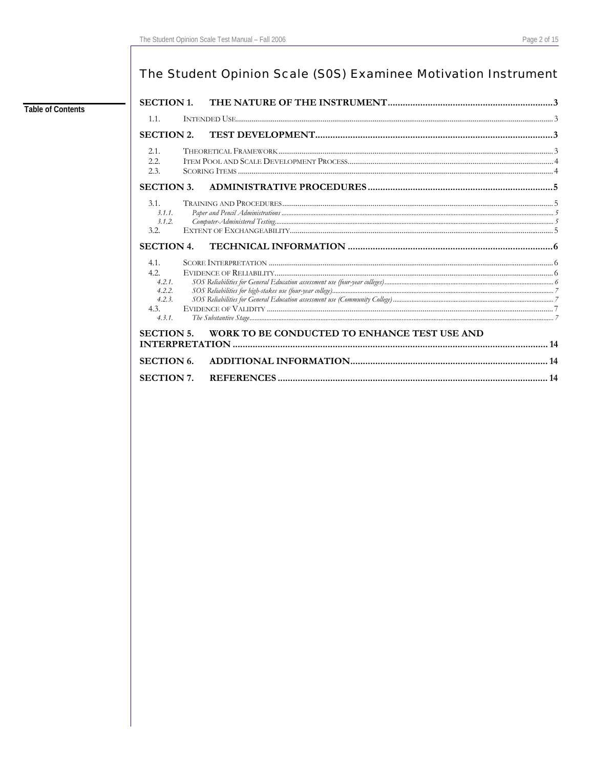# The Student Opinion Scale (S0S) Examinee Motivation Instrument

**Table of Contents**

**SECTION 1. THE NATURE OF THE INSTRUMENT** ..... 3

- 1.1. INTENDED USE ..... 3

**SECTION 2. TEST DEVELOPMENT** ..... 3

- 2.1. THEORETICAL FRAMEWORK ..... 3
- 2.2. ITEM POOL AND SCALE DEVELOPMENT PROCESS ..... 4
- 2.3. SCORING ITEMS ..... 4

**SECTION 3. ADMINISTRATIVE PROCEDURES** ..... 5

- 3.1. TRAINING AND PROCEDURES ..... 5
  - *3.1.1. Paper and Pencil Administrations* ..... 5
  - *3.1.2. Computer-Administered Testing* ..... 5
- 3.2. EXTENT OF EXCHANGEABILITY ..... 5

**SECTION 4. TECHNICAL INFORMATION** ..... 6

- 4.1. SCORE INTERPRETATION ..... 6
- 4.2. EVIDENCE OF RELIABILITY ..... 6
  - *4.2.1. SOS Reliabilities for General Education assessment use (four-year colleges)* ..... 6
  - *4.2.2. SOS Reliabilities for high-stakes use (four-year college)* ..... 7
  - *4.2.3. SOS Reliabilities for General Education assessment use (Community College)* ..... 7
- 4.3. EVIDENCE OF VALIDITY ..... 7
  - *4.3.1. The Substantive Stage* ..... 7

**SECTION 5. WORK TO BE CONDUCTED TO ENHANCE TEST USE AND INTERPRETATION** ..... 14

**SECTION 6. ADDITIONAL INFORMATION** ..... 14

**SECTION 7. REFERENCES** ..... 14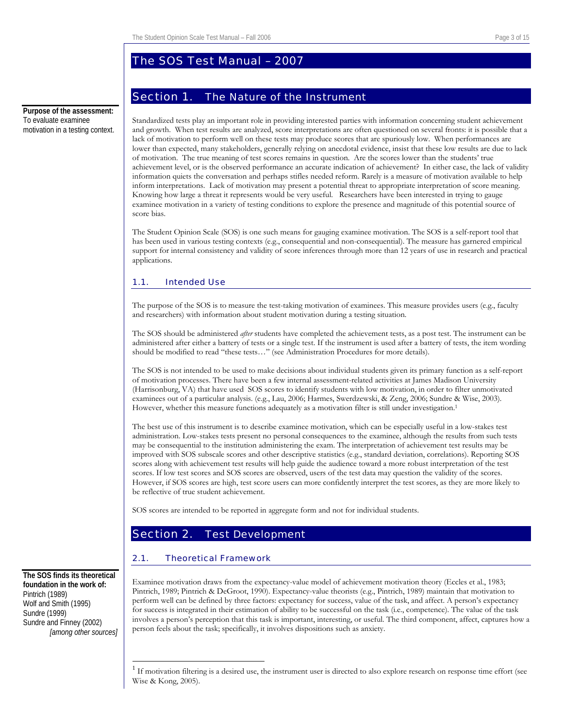# The SOS Test Manual – 2007

## Section 1. The Nature of the Instrument

**Purpose of the assessment:** To evaluate examinee motivation in a testing context.

Standardized tests play an important role in providing interested parties with information concerning student achievement and growth. When test results are analyzed, score interpretations are often questioned on several fronts: it is possible that a lack of motivation to perform well on these tests may produce scores that are spuriously low. When performances are lower than expected, many stakeholders, generally relying on anecdotal evidence, insist that these low results are due to lack of motivation. The true meaning of test scores remains in question. Are the scores lower than the students' true achievement level, or is the observed performance an accurate indication of achievement? In either case, the lack of validity information quiets the conversation and perhaps stifles needed reform. Rarely is a measure of motivation available to help inform interpretations. Lack of motivation may present a potential threat to appropriate interpretation of score meaning. Knowing how large a threat it represents would be very useful. Researchers have been interested in trying to gauge examinee motivation in a variety of testing conditions to explore the presence and magnitude of this potential source of score bias.

The Student Opinion Scale (SOS) is one such means for gauging examinee motivation. The SOS is a self-report tool that has been used in various testing contexts (e.g., consequential and non-consequential). The measure has garnered empirical support for internal consistency and validity of score inferences through more than 12 years of use in research and practical applications.

### 1.1. Intended Use

The purpose of the SOS is to measure the test-taking motivation of examinees. This measure provides users (e.g., faculty and researchers) with information about student motivation during a testing situation.

The SOS should be administered *after* students have completed the achievement tests, as a post test. The instrument can be administered after either a battery of tests or a single test. If the instrument is used after a battery of tests, the item wording should be modified to read "these tests…" (see Administration Procedures for more details).

The SOS is not intended to be used to make decisions about individual students given its primary function as a self-report of motivation processes. There have been a few internal assessment-related activities at James Madison University (Harrisonburg, VA) that have used SOS scores to identify students with low motivation, in order to filter unmotivated examinees out of a particular analysis. (e.g., Lau, 2006; Harmes, Swerdzewski, & Zeng, 2006; Sundre & Wise, 2003). However, whether this measure functions adequately as a motivation filter is still under investigation.[1]

The best use of this instrument is to describe examinee motivation, which can be especially useful in a low-stakes test administration. Low-stakes tests present no personal consequences to the examinee, although the results from such tests may be consequential to the institution administering the exam. The interpretation of achievement test results may be improved with SOS subscale scores and other descriptive statistics (e.g., standard deviation, correlations). Reporting SOS scores along with achievement test results will help guide the audience toward a more robust interpretation of the test scores. If low test scores and SOS scores are observed, users of the test data may question the validity of the scores. However, if SOS scores are high, test score users can more confidently interpret the test scores, as they are more likely to be reflective of true student achievement.

SOS scores are intended to be reported in aggregate form and not for individual students.

## Section 2. Test Development

### 2.1. Theoretical Framework

**The SOS finds its theoretical foundation in the work of:**
Pintrich (1989)
Wolf and Smith (1995)
Sundre (1999)
Sundre and Finney (2002)
*[among other sources]*

Examinee motivation draws from the expectancy-value model of achievement motivation theory (Eccles et al., 1983; Pintrich, 1989; Pintrich & DeGroot, 1990). Expectancy-value theorists (e.g., Pintrich, 1989) maintain that motivation to perform well can be defined by three factors: expectancy for success, value of the task, and affect. A person's expectancy for success is integrated in their estimation of ability to be successful on the task (i.e., competence). The value of the task involves a person's perception that this task is important, interesting, or useful. The third component, affect, captures how a person feels about the task; specifically, it involves dispositions such as anxiety.

---

[1] If motivation filtering is a desired use, the instrument user is directed to also explore research on response time effort (see Wise & Kong, 2005).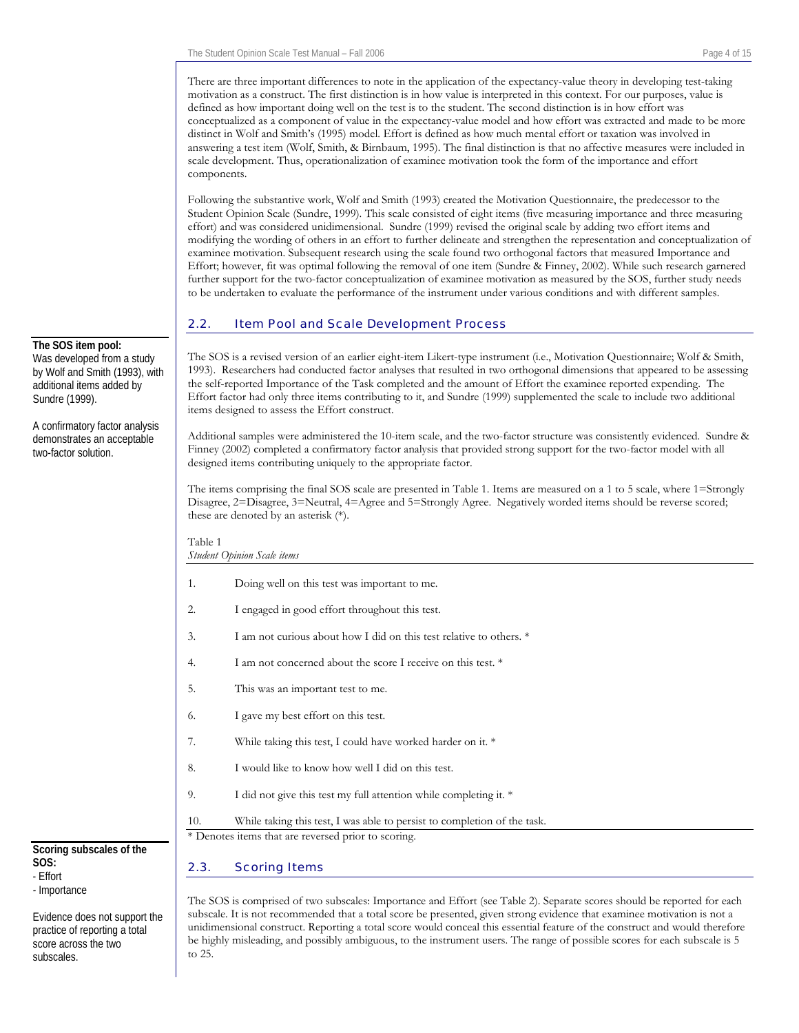There are three important differences to note in the application of the expectancy-value theory in developing test-taking motivation as a construct. The first distinction is in how value is interpreted in this context. For our purposes, value is defined as how important doing well on the test is to the student. The second distinction is in how effort was conceptualized as a component of value in the expectancy-value model and how effort was extracted and made to be more distinct in Wolf and Smith's (1995) model. Effort is defined as how much mental effort or taxation was involved in answering a test item (Wolf, Smith, & Birnbaum, 1995). The final distinction is that no affective measures were included in scale development. Thus, operationalization of examinee motivation took the form of the importance and effort components.

Following the substantive work, Wolf and Smith (1993) created the Motivation Questionnaire, the predecessor to the Student Opinion Scale (Sundre, 1999). This scale consisted of eight items (five measuring importance and three measuring effort) and was considered unidimensional. Sundre (1999) revised the original scale by adding two effort items and modifying the wording of others in an effort to further delineate and strengthen the representation and conceptualization of examinee motivation. Subsequent research using the scale found two orthogonal factors that measured Importance and Effort; however, fit was optimal following the removal of one item (Sundre & Finney, 2002). While such research garnered further support for the two-factor conceptualization of examinee motivation as measured by the SOS, further study needs to be undertaken to evaluate the performance of the instrument under various conditions and with different samples.

## 2.2. Item Pool and Scale Development Process

**The SOS item pool:**
Was developed from a study by Wolf and Smith (1993), with additional items added by Sundre (1999).

A confirmatory factor analysis demonstrates an acceptable two-factor solution.

The SOS is a revised version of an earlier eight-item Likert-type instrument (i.e., Motivation Questionnaire; Wolf & Smith, 1993). Researchers had conducted factor analyses that resulted in two orthogonal dimensions that appeared to be assessing the self-reported Importance of the Task completed and the amount of Effort the examinee reported expending. The Effort factor had only three items contributing to it, and Sundre (1999) supplemented the scale to include two additional items designed to assess the Effort construct.

Additional samples were administered the 10-item scale, and the two-factor structure was consistently evidenced. Sundre & Finney (2002) completed a confirmatory factor analysis that provided strong support for the two-factor model with all designed items contributing uniquely to the appropriate factor.

The items comprising the final SOS scale are presented in Table 1. Items are measured on a 1 to 5 scale, where 1=Strongly Disagree, 2=Disagree, 3=Neutral, 4=Agree and 5=Strongly Agree. Negatively worded items should be reverse scored; these are denoted by an asterisk (*).

Table 1
*Student Opinion Scale items*

| | |
|---|---|
| 1. | Doing well on this test was important to me. |
| 2. | I engaged in good effort throughout this test. |
| 3. | I am not curious about how I did on this test relative to others. * |
| 4. | I am not concerned about the score I receive on this test. * |
| 5. | This was an important test to me. |
| 6. | I gave my best effort on this test. |
| 7. | While taking this test, I could have worked harder on it. * |
| 8. | I would like to know how well I did on this test. |
| 9. | I did not give this test my full attention while completing it. * |
| 10. | While taking this test, I was able to persist to completion of the task. |

\* Denotes items that are reversed prior to scoring.

## 2.3. Scoring Items

**Scoring subscales of the SOS:**
- Effort
- Importance

Evidence does not support the practice of reporting a total score across the two subscales.

The SOS is comprised of two subscales: Importance and Effort (see Table 2). Separate scores should be reported for each subscale. It is not recommended that a total score be presented, given strong evidence that examinee motivation is not a unidimensional construct. Reporting a total score would conceal this essential feature of the construct and would therefore be highly misleading, and possibly ambiguous, to the instrument users. The range of possible scores for each subscale is 5 to 25.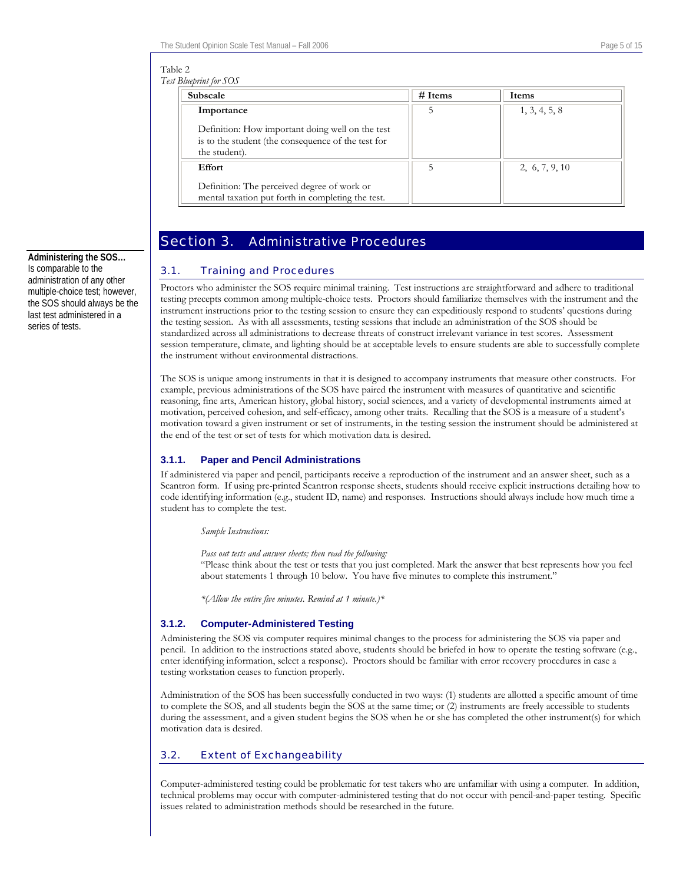Table 2
*Test Blueprint for SOS*

| Subscale | # Items | Items |
|---|---|---|
| **Importance**<br><br>Definition: How important doing well on the test is to the student (the consequence of the test for the student). | 5 | 1, 3, 4, 5, 8 |
| **Effort**<br><br>Definition: The perceived degree of work or mental taxation put forth in completing the test. | 5 | 2, 6, 7, 9, 10 |

# Section 3. Administrative Procedures

**Administering the SOS…**
Is comparable to the administration of any other multiple-choice test; however, the SOS should always be the last test administered in a series of tests.

## 3.1. Training and Procedures

Proctors who administer the SOS require minimal training. Test instructions are straightforward and adhere to traditional testing precepts common among multiple-choice tests. Proctors should familiarize themselves with the instrument and the instrument instructions prior to the testing session to ensure they can expeditiously respond to students' questions during the testing session. As with all assessments, testing sessions that include an administration of the SOS should be standardized across all administrations to decrease threats of construct irrelevant variance in test scores. Assessment session temperature, climate, and lighting should be at acceptable levels to ensure students are able to successfully complete the instrument without environmental distractions.

The SOS is unique among instruments in that it is designed to accompany instruments that measure other constructs. For example, previous administrations of the SOS have paired the instrument with measures of quantitative and scientific reasoning, fine arts, American history, global history, social sciences, and a variety of developmental instruments aimed at motivation, perceived cohesion, and self-efficacy, among other traits. Recalling that the SOS is a measure of a student's motivation toward a given instrument or set of instruments, in the testing session the instrument should be administered at the end of the test or set of tests for which motivation data is desired.

### 3.1.1. Paper and Pencil Administrations

If administered via paper and pencil, participants receive a reproduction of the instrument and an answer sheet, such as a Scantron form. If using pre-printed Scantron response sheets, students should receive explicit instructions detailing how to code identifying information (e.g., student ID, name) and responses. Instructions should always include how much time a student has to complete the test.

> *Sample Instructions:*
>
> *Pass out tests and answer sheets; then read the following:*
> "Please think about the test or tests that you just completed. Mark the answer that best represents how you feel about statements 1 through 10 below. You have five minutes to complete this instrument."
>
> *\*(Allow the entire five minutes. Remind at 1 minute.)\**

### 3.1.2. Computer-Administered Testing

Administering the SOS via computer requires minimal changes to the process for administering the SOS via paper and pencil. In addition to the instructions stated above, students should be briefed in how to operate the testing software (e.g., enter identifying information, select a response). Proctors should be familiar with error recovery procedures in case a testing workstation ceases to function properly.

Administration of the SOS has been successfully conducted in two ways: (1) students are allotted a specific amount of time to complete the SOS, and all students begin the SOS at the same time; or (2) instruments are freely accessible to students during the assessment, and a given student begins the SOS when he or she has completed the other instrument(s) for which motivation data is desired.

## 3.2. Extent of Exchangeability

Computer-administered testing could be problematic for test takers who are unfamiliar with using a computer. In addition, technical problems may occur with computer-administered testing that do not occur with pencil-and-paper testing. Specific issues related to administration methods should be researched in the future.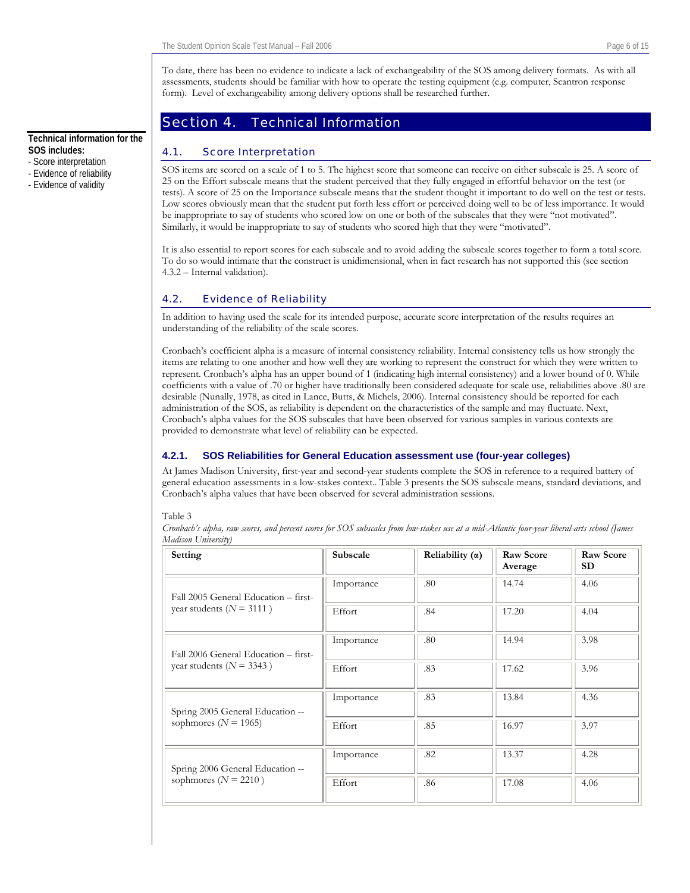To date, there has been no evidence to indicate a lack of exchangeability of the SOS among delivery formats. As with all assessments, students should be familiar with how to operate the testing equipment (e.g. computer, Scantron response form). Level of exchangeability among delivery options shall be researched further.

**Technical information for the SOS includes:**
- Score interpretation
- Evidence of reliability
- Evidence of validity

# Section 4. Technical Information

## 4.1. Score Interpretation

SOS items are scored on a scale of 1 to 5. The highest score that someone can receive on either subscale is 25. A score of 25 on the Effort subscale means that the student perceived that they fully engaged in effortful behavior on the test (or tests). A score of 25 on the Importance subscale means that the student thought it important to do well on the test or tests. Low scores obviously mean that the student put forth less effort or perceived doing well to be of less importance. It would be inappropriate to say of students who scored low on one or both of the subscales that they were "not motivated". Similarly, it would be inappropriate to say of students who scored high that they were "motivated".

It is also essential to report scores for each subscale and to avoid adding the subscale scores together to form a total score. To do so would intimate that the construct is unidimensional, when in fact research has not supported this (see section 4.3.2 – Internal validation).

## 4.2. Evidence of Reliability

In addition to having used the scale for its intended purpose, accurate score interpretation of the results requires an understanding of the reliability of the scale scores.

Cronbach's coefficient alpha is a measure of internal consistency reliability. Internal consistency tells us how strongly the items are relating to one another and how well they are working to represent the construct for which they were written to represent. Cronbach's alpha has an upper bound of 1 (indicating high internal consistency) and a lower bound of 0. While coefficients with a value of .70 or higher have traditionally been considered adequate for scale use, reliabilities above .80 are desirable (Nunally, 1978, as cited in Lance, Butts, & Michels, 2006). Internal consistency should be reported for each administration of the SOS, as reliability is dependent on the characteristics of the sample and may fluctuate. Next, Cronbach's alpha values for the SOS subscales that have been observed for various samples in various contexts are provided to demonstrate what level of reliability can be expected.

### 4.2.1. SOS Reliabilities for General Education assessment use (four-year colleges)

At James Madison University, first-year and second-year students complete the SOS in reference to a required battery of general education assessments in a low-stakes context.. Table 3 presents the SOS subscale means, standard deviations, and Cronbach's alpha values that have been observed for several administration sessions.

Table 3

*Cronbach's alpha, raw scores, and percent scores for SOS subscales from low-stakes use at a mid-Atlantic four-year liberal-arts school (James Madison University)*

| Setting | Subscale | Reliability (α) | Raw Score Average | Raw Score SD |
|---|---|---|---|---|
| Fall 2005 General Education – first-year students ($N$ = 3111 ) | Importance | .80 | 14.74 | 4.06 |
| | Effort | .84 | 17.20 | 4.04 |
| Fall 2006 General Education – first-year students ($N$ = 3343 ) | Importance | .80 | 14.94 | 3.98 |
| | Effort | .83 | 17.62 | 3.96 |
| Spring 2005 General Education -- sophmores ($N$ = 1965) | Importance | .83 | 13.84 | 4.36 |
| | Effort | .85 | 16.97 | 3.97 |
| Spring 2006 General Education -- sophmores ($N$ = 2210 ) | Importance | .82 | 13.37 | 4.28 |
| | Effort | .86 | 17.08 | 4.06 |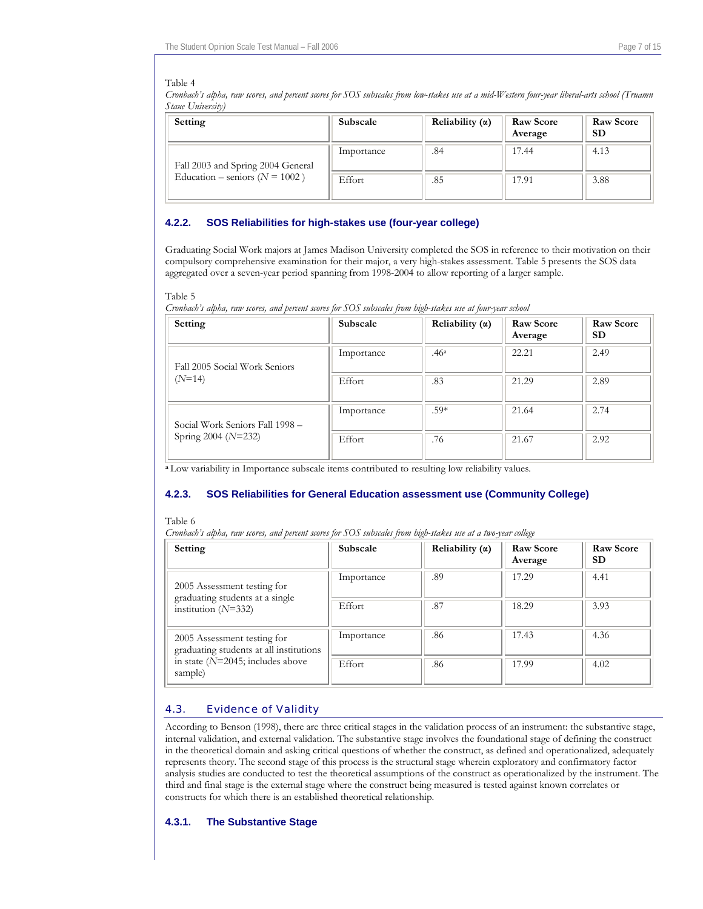Table 4

*Cronbach's alpha, raw scores, and percent scores for SOS subscales from low-stakes use at a mid-Western four-year liberal-arts school (Truamn Staue University)*

| Setting | Subscale | Reliability (α) | Raw Score Average | Raw Score SD |
|---|---|---|---|---|
| Fall 2003 and Spring 2004 General Education – seniors ($N$ = 1002) | Importance | .84 | 17.44 | 4.13 |
| | Effort | .85 | 17.91 | 3.88 |

### 4.2.2. SOS Reliabilities for high-stakes use (four-year college)

Graduating Social Work majors at James Madison University completed the SOS in reference to their motivation on their compulsory comprehensive examination for their major, a very high-stakes assessment. Table 5 presents the SOS data aggregated over a seven-year period spanning from 1998-2004 to allow reporting of a larger sample.

Table 5

*Cronbach's alpha, raw scores, and percent scores for SOS subscales from high-stakes use at four-year school*

| Setting | Subscale | Reliability (α) | Raw Score Average | Raw Score SD |
|---|---|---|---|---|
| Fall 2005 Social Work Seniors ($N$=14) | Importance | .46[a] | 22.21 | 2.49 |
| | Effort | .83 | 21.29 | 2.89 |
| Social Work Seniors Fall 1998 – Spring 2004 ($N$=232) | Importance | .59* | 21.64 | 2.74 |
| | Effort | .76 | 21.67 | 2.92 |

[a] Low variability in Importance subscale items contributed to resulting low reliability values.

### 4.2.3. SOS Reliabilities for General Education assessment use (Community College)

Table 6

*Cronbach's alpha, raw scores, and percent scores for SOS subscales from high-stakes use at a two-year college*

| Setting | Subscale | Reliability (α) | Raw Score Average | Raw Score SD |
|---|---|---|---|---|
| 2005 Assessment testing for graduating students at a single institution ($N$=332) | Importance | .89 | 17.29 | 4.41 |
| | Effort | .87 | 18.29 | 3.93 |
| 2005 Assessment testing for graduating students at all institutions in state ($N$=2045; includes above sample) | Importance | .86 | 17.43 | 4.36 |
| | Effort | .86 | 17.99 | 4.02 |

## 4.3. Evidence of Validity

According to Benson (1998), there are three critical stages in the validation process of an instrument: the substantive stage, internal validation, and external validation. The substantive stage involves the foundational stage of defining the construct in the theoretical domain and asking critical questions of whether the construct, as defined and operationalized, adequately represents theory. The second stage of this process is the structural stage wherein exploratory and confirmatory factor analysis studies are conducted to test the theoretical assumptions of the construct as operationalized by the instrument. The third and final stage is the external stage where the construct being measured is tested against known correlates or constructs for which there is an established theoretical relationship.

### 4.3.1. The Substantive Stage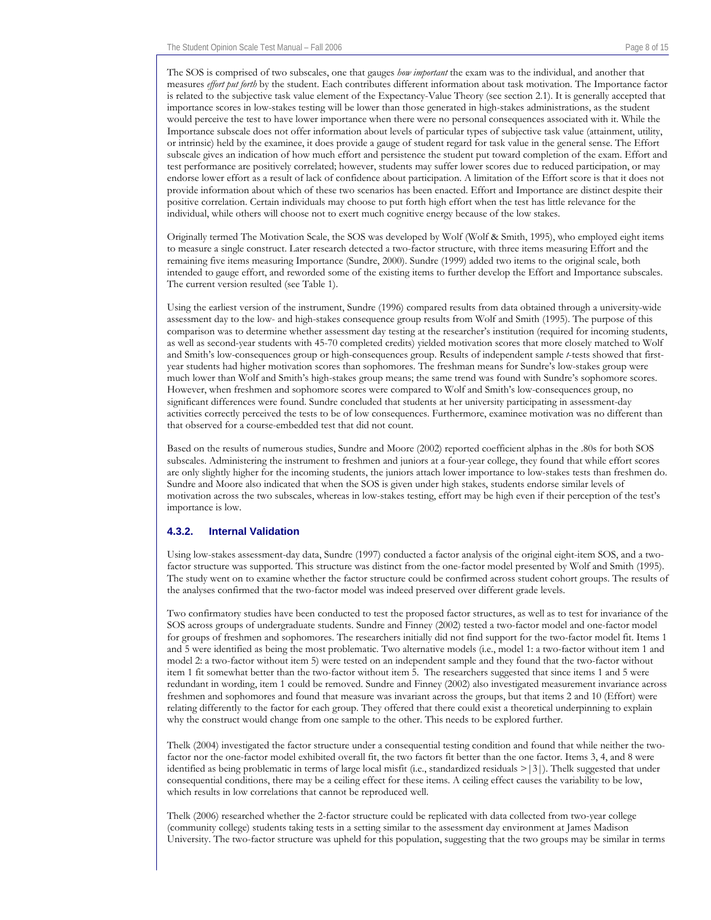The SOS is comprised of two subscales, one that gauges *how important* the exam was to the individual, and another that measures *effort put forth* by the student. Each contributes different information about task motivation. The Importance factor is related to the subjective task value element of the Expectancy-Value Theory (see section 2.1). It is generally accepted that importance scores in low-stakes testing will be lower than those generated in high-stakes administrations, as the student would perceive the test to have lower importance when there were no personal consequences associated with it. While the Importance subscale does not offer information about levels of particular types of subjective task value (attainment, utility, or intrinsic) held by the examinee, it does provide a gauge of student regard for task value in the general sense. The Effort subscale gives an indication of how much effort and persistence the student put toward completion of the exam. Effort and test performance are positively correlated; however, students may suffer lower scores due to reduced participation, or may endorse lower effort as a result of lack of confidence about participation. A limitation of the Effort score is that it does not provide information about which of these two scenarios has been enacted. Effort and Importance are distinct despite their positive correlation. Certain individuals may choose to put forth high effort when the test has little relevance for the individual, while others will choose not to exert much cognitive energy because of the low stakes.

Originally termed The Motivation Scale, the SOS was developed by Wolf (Wolf & Smith, 1995), who employed eight items to measure a single construct. Later research detected a two-factor structure, with three items measuring Effort and the remaining five items measuring Importance (Sundre, 2000). Sundre (1999) added two items to the original scale, both intended to gauge effort, and reworded some of the existing items to further develop the Effort and Importance subscales. The current version resulted (see Table 1).

Using the earliest version of the instrument, Sundre (1996) compared results from data obtained through a university-wide assessment day to the low- and high-stakes consequence group results from Wolf and Smith (1995). The purpose of this comparison was to determine whether assessment day testing at the researcher's institution (required for incoming students, as well as second-year students with 45-70 completed credits) yielded motivation scores that more closely matched to Wolf and Smith's low-consequences group or high-consequences group. Results of independent sample *t*-tests showed that first-year students had higher motivation scores than sophomores. The freshman means for Sundre's low-stakes group were much lower than Wolf and Smith's high-stakes group means; the same trend was found with Sundre's sophomore scores. However, when freshmen and sophomore scores were compared to Wolf and Smith's low-consequences group, no significant differences were found. Sundre concluded that students at her university participating in assessment-day activities correctly perceived the tests to be of low consequences. Furthermore, examinee motivation was no different than that observed for a course-embedded test that did not count.

Based on the results of numerous studies, Sundre and Moore (2002) reported coefficient alphas in the .80s for both SOS subscales. Administering the instrument to freshmen and juniors at a four-year college, they found that while effort scores are only slightly higher for the incoming students, the juniors attach lower importance to low-stakes tests than freshmen do. Sundre and Moore also indicated that when the SOS is given under high stakes, students endorse similar levels of motivation across the two subscales, whereas in low-stakes testing, effort may be high even if their perception of the test's importance is low.

#### 4.3.2. Internal Validation

Using low-stakes assessment-day data, Sundre (1997) conducted a factor analysis of the original eight-item SOS, and a two-factor structure was supported. This structure was distinct from the one-factor model presented by Wolf and Smith (1995). The study went on to examine whether the factor structure could be confirmed across student cohort groups. The results of the analyses confirmed that the two-factor model was indeed preserved over different grade levels.

Two confirmatory studies have been conducted to test the proposed factor structures, as well as to test for invariance of the SOS across groups of undergraduate students. Sundre and Finney (2002) tested a two-factor model and one-factor model for groups of freshmen and sophomores. The researchers initially did not find support for the two-factor model fit. Items 1 and 5 were identified as being the most problematic. Two alternative models (i.e., model 1: a two-factor without item 1 and model 2: a two-factor without item 5) were tested on an independent sample and they found that the two-factor without item 1 fit somewhat better than the two-factor without item 5. The researchers suggested that since items 1 and 5 were redundant in wording, item 1 could be removed. Sundre and Finney (2002) also investigated measurement invariance across freshmen and sophomores and found that measure was invariant across the groups, but that items 2 and 10 (Effort) were relating differently to the factor for each group. They offered that there could exist a theoretical underpinning to explain why the construct would change from one sample to the other. This needs to be explored further.

Thelk (2004) investigated the factor structure under a consequential testing condition and found that while neither the two-factor nor the one-factor model exhibited overall fit, the two factors fit better than the one factor. Items 3, 4, and 8 were identified as being problematic in terms of large local misfit (i.e., standardized residuals $>|3|$). Thelk suggested that under consequential conditions, there may be a ceiling effect for these items. A ceiling effect causes the variability to be low, which results in low correlations that cannot be reproduced well.

Thelk (2006) researched whether the 2-factor structure could be replicated with data collected from two-year college (community college) students taking tests in a setting similar to the assessment day environment at James Madison University. The two-factor structure was upheld for this population, suggesting that the two groups may be similar in terms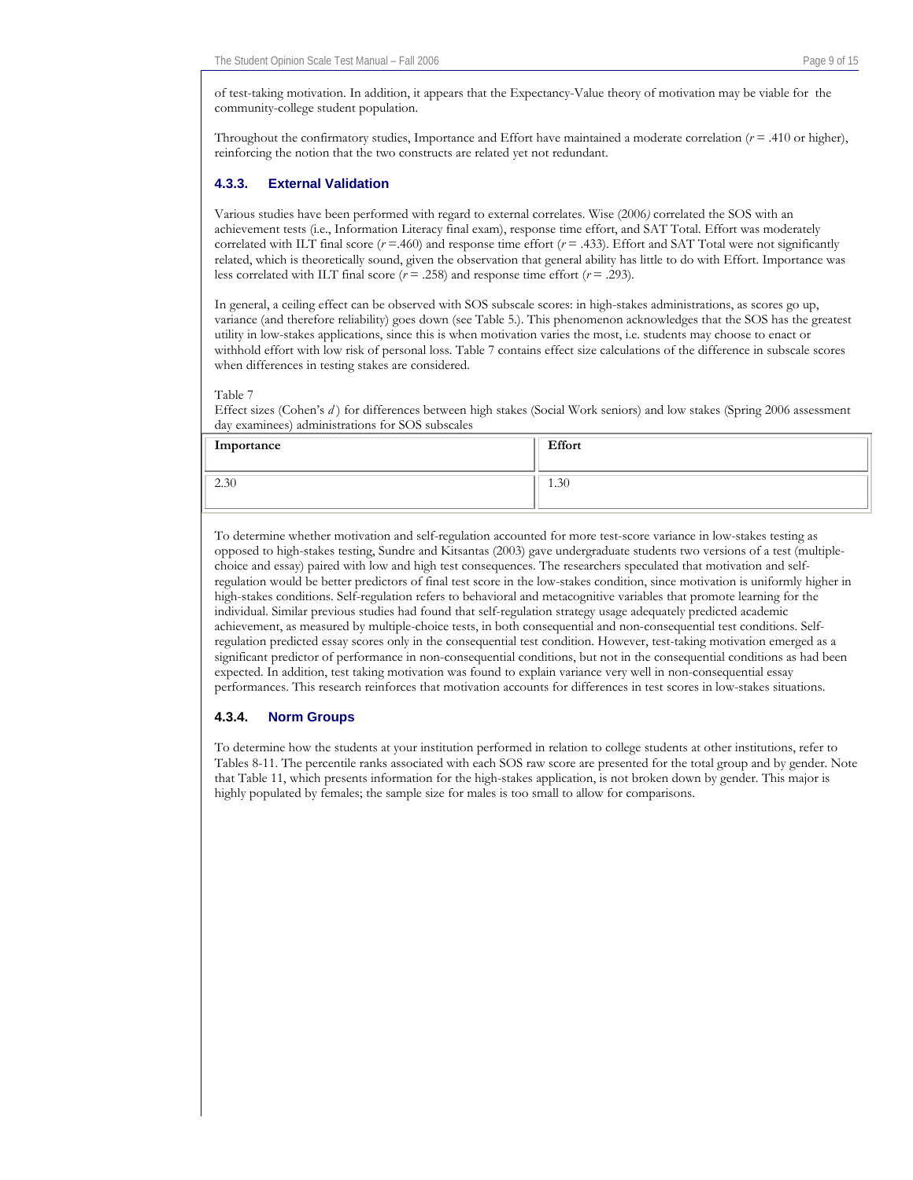of test-taking motivation. In addition, it appears that the Expectancy-Value theory of motivation may be viable for the community-college student population.

Throughout the confirmatory studies, Importance and Effort have maintained a moderate correlation ($r$ = .410 or higher), reinforcing the notion that the two constructs are related yet not redundant.

### 4.3.3. External Validation

Various studies have been performed with regard to external correlates. Wise (2006) correlated the SOS with an achievement tests (i.e., Information Literacy final exam), response time effort, and SAT Total. Effort was moderately correlated with ILT final score ($r$ =.460) and response time effort ($r$ = .433). Effort and SAT Total were not significantly related, which is theoretically sound, given the observation that general ability has little to do with Effort. Importance was less correlated with ILT final score ($r$ = .258) and response time effort ($r$ = .293).

In general, a ceiling effect can be observed with SOS subscale scores: in high-stakes administrations, as scores go up, variance (and therefore reliability) goes down (see Table 5.). This phenomenon acknowledges that the SOS has the greatest utility in low-stakes applications, since this is when motivation varies the most, i.e. students may choose to enact or withhold effort with low risk of personal loss. Table 7 contains effect size calculations of the difference in subscale scores when differences in testing stakes are considered.

Table 7

Effect sizes (Cohen's $d$) for differences between high stakes (Social Work seniors) and low stakes (Spring 2006 assessment day examinees) administrations for SOS subscales

| Importance | Effort |
|---|---|
| 2.30 | 1.30 |

To determine whether motivation and self-regulation accounted for more test-score variance in low-stakes testing as opposed to high-stakes testing, Sundre and Kitsantas (2003) gave undergraduate students two versions of a test (multiple-choice and essay) paired with low and high test consequences. The researchers speculated that motivation and self-regulation would be better predictors of final test score in the low-stakes condition, since motivation is uniformly higher in high-stakes conditions. Self-regulation refers to behavioral and metacognitive variables that promote learning for the individual. Similar previous studies had found that self-regulation strategy usage adequately predicted academic achievement, as measured by multiple-choice tests, in both consequential and non-consequential test conditions. Self-regulation predicted essay scores only in the consequential test condition. However, test-taking motivation emerged as a significant predictor of performance in non-consequential conditions, but not in the consequential conditions as had been expected. In addition, test taking motivation was found to explain variance very well in non-consequential essay performances. This research reinforces that motivation accounts for differences in test scores in low-stakes situations.

### 4.3.4. Norm Groups

To determine how the students at your institution performed in relation to college students at other institutions, refer to Tables 8-11. The percentile ranks associated with each SOS raw score are presented for the total group and by gender. Note that Table 11, which presents information for the high-stakes application, is not broken down by gender. This major is highly populated by females; the sample size for males is too small to allow for comparisons.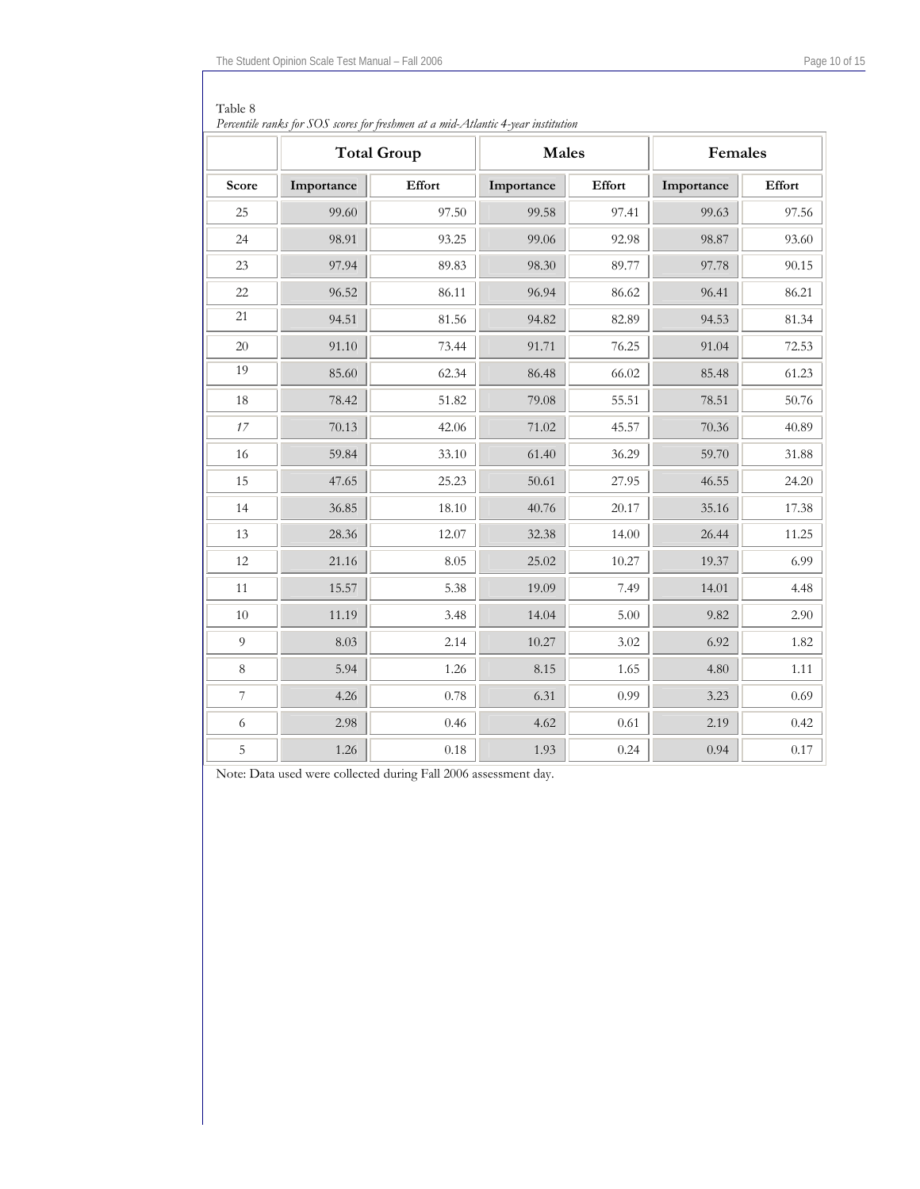Table 8

*Percentile ranks for SOS scores for freshmen at a mid-Atlantic 4-year institution*

| | Total Group | | Males | | Females | |
|---|---|---|---|---|---|---|
| Score | Importance | Effort | Importance | Effort | Importance | Effort |
| 25 | 99.60 | 97.50 | 99.58 | 97.41 | 99.63 | 97.56 |
| 24 | 98.91 | 93.25 | 99.06 | 92.98 | 98.87 | 93.60 |
| 23 | 97.94 | 89.83 | 98.30 | 89.77 | 97.78 | 90.15 |
| 22 | 96.52 | 86.11 | 96.94 | 86.62 | 96.41 | 86.21 |
| 21 | 94.51 | 81.56 | 94.82 | 82.89 | 94.53 | 81.34 |
| 20 | 91.10 | 73.44 | 91.71 | 76.25 | 91.04 | 72.53 |
| 19 | 85.60 | 62.34 | 86.48 | 66.02 | 85.48 | 61.23 |
| 18 | 78.42 | 51.82 | 79.08 | 55.51 | 78.51 | 50.76 |
| 17 | 70.13 | 42.06 | 71.02 | 45.57 | 70.36 | 40.89 |
| 16 | 59.84 | 33.10 | 61.40 | 36.29 | 59.70 | 31.88 |
| 15 | 47.65 | 25.23 | 50.61 | 27.95 | 46.55 | 24.20 |
| 14 | 36.85 | 18.10 | 40.76 | 20.17 | 35.16 | 17.38 |
| 13 | 28.36 | 12.07 | 32.38 | 14.00 | 26.44 | 11.25 |
| 12 | 21.16 | 8.05 | 25.02 | 10.27 | 19.37 | 6.99 |
| 11 | 15.57 | 5.38 | 19.09 | 7.49 | 14.01 | 4.48 |
| 10 | 11.19 | 3.48 | 14.04 | 5.00 | 9.82 | 2.90 |
| 9 | 8.03 | 2.14 | 10.27 | 3.02 | 6.92 | 1.82 |
| 8 | 5.94 | 1.26 | 8.15 | 1.65 | 4.80 | 1.11 |
| 7 | 4.26 | 0.78 | 6.31 | 0.99 | 3.23 | 0.69 |
| 6 | 2.98 | 0.46 | 4.62 | 0.61 | 2.19 | 0.42 |
| 5 | 1.26 | 0.18 | 1.93 | 0.24 | 0.94 | 0.17 |

Note: Data used were collected during Fall 2006 assessment day.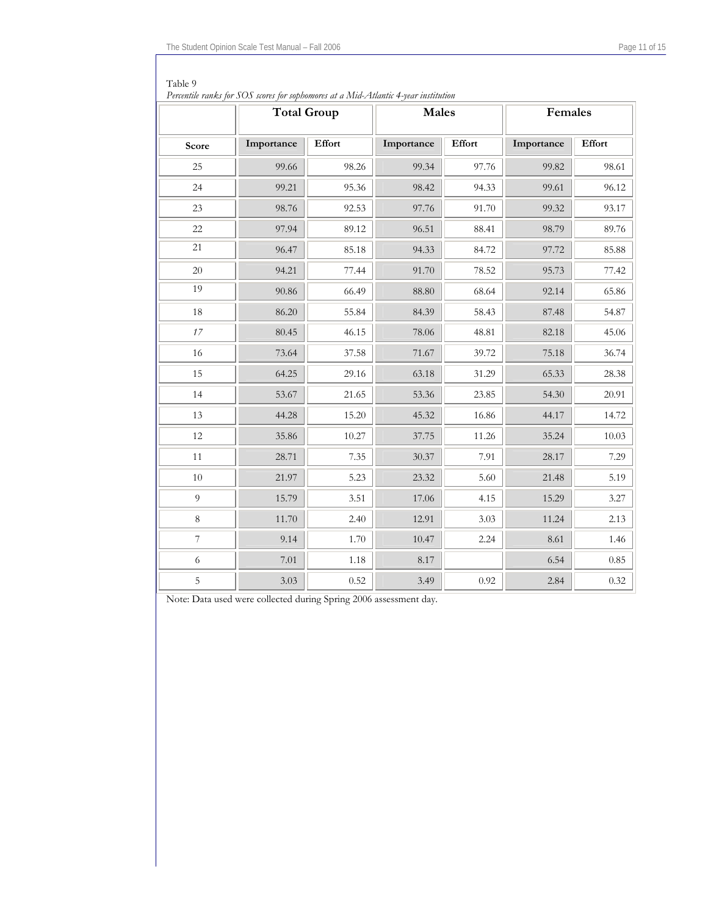Table 9

*Percentile ranks for SOS scores for sophomores at a Mid-Atlantic 4-year institution*

| | Total Group | | Males | | Females | |
|---|---|---|---|---|---|---|
| **Score** | **Importance** | **Effort** | **Importance** | **Effort** | **Importance** | **Effort** |
| 25 | 99.66 | 98.26 | 99.34 | 97.76 | 99.82 | 98.61 |
| 24 | 99.21 | 95.36 | 98.42 | 94.33 | 99.61 | 96.12 |
| 23 | 98.76 | 92.53 | 97.76 | 91.70 | 99.32 | 93.17 |
| 22 | 97.94 | 89.12 | 96.51 | 88.41 | 98.79 | 89.76 |
| 21 | 96.47 | 85.18 | 94.33 | 84.72 | 97.72 | 85.88 |
| 20 | 94.21 | 77.44 | 91.70 | 78.52 | 95.73 | 77.42 |
| 19 | 90.86 | 66.49 | 88.80 | 68.64 | 92.14 | 65.86 |
| 18 | 86.20 | 55.84 | 84.39 | 58.43 | 87.48 | 54.87 |
| *17* | 80.45 | 46.15 | 78.06 | 48.81 | 82.18 | 45.06 |
| 16 | 73.64 | 37.58 | 71.67 | 39.72 | 75.18 | 36.74 |
| 15 | 64.25 | 29.16 | 63.18 | 31.29 | 65.33 | 28.38 |
| 14 | 53.67 | 21.65 | 53.36 | 23.85 | 54.30 | 20.91 |
| 13 | 44.28 | 15.20 | 45.32 | 16.86 | 44.17 | 14.72 |
| 12 | 35.86 | 10.27 | 37.75 | 11.26 | 35.24 | 10.03 |
| 11 | 28.71 | 7.35 | 30.37 | 7.91 | 28.17 | 7.29 |
| 10 | 21.97 | 5.23 | 23.32 | 5.60 | 21.48 | 5.19 |
| 9 | 15.79 | 3.51 | 17.06 | 4.15 | 15.29 | 3.27 |
| 8 | 11.70 | 2.40 | 12.91 | 3.03 | 11.24 | 2.13 |
| 7 | 9.14 | 1.70 | 10.47 | 2.24 | 8.61 | 1.46 |
| 6 | 7.01 | 1.18 | 8.17 | | 6.54 | 0.85 |
| 5 | 3.03 | 0.52 | 3.49 | 0.92 | 2.84 | 0.32 |

Note: Data used were collected during Spring 2006 assessment day.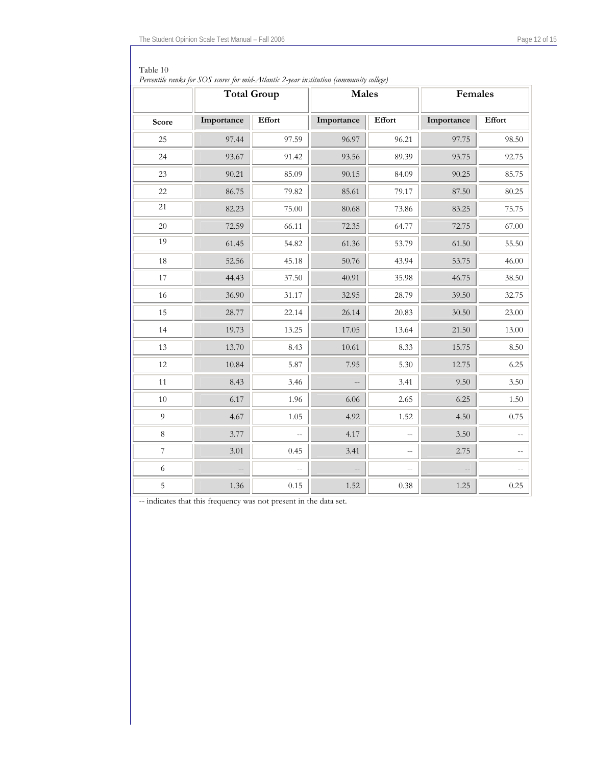Table 10

*Percentile ranks for SOS scores for mid-Atlantic 2-year institution (community college)*

| | Total Group | | Males | | Females | |
|---|---|---|---|---|---|---|
| **Score** | **Importance** | **Effort** | **Importance** | **Effort** | **Importance** | **Effort** |
| 25 | 97.44 | 97.59 | 96.97 | 96.21 | 97.75 | 98.50 |
| 24 | 93.67 | 91.42 | 93.56 | 89.39 | 93.75 | 92.75 |
| 23 | 90.21 | 85.09 | 90.15 | 84.09 | 90.25 | 85.75 |
| 22 | 86.75 | 79.82 | 85.61 | 79.17 | 87.50 | 80.25 |
| 21 | 82.23 | 75.00 | 80.68 | 73.86 | 83.25 | 75.75 |
| 20 | 72.59 | 66.11 | 72.35 | 64.77 | 72.75 | 67.00 |
| 19 | 61.45 | 54.82 | 61.36 | 53.79 | 61.50 | 55.50 |
| 18 | 52.56 | 45.18 | 50.76 | 43.94 | 53.75 | 46.00 |
| 17 | 44.43 | 37.50 | 40.91 | 35.98 | 46.75 | 38.50 |
| 16 | 36.90 | 31.17 | 32.95 | 28.79 | 39.50 | 32.75 |
| 15 | 28.77 | 22.14 | 26.14 | 20.83 | 30.50 | 23.00 |
| 14 | 19.73 | 13.25 | 17.05 | 13.64 | 21.50 | 13.00 |
| 13 | 13.70 | 8.43 | 10.61 | 8.33 | 15.75 | 8.50 |
| 12 | 10.84 | 5.87 | 7.95 | 5.30 | 12.75 | 6.25 |
| 11 | 8.43 | 3.46 | -- | 3.41 | 9.50 | 3.50 |
| 10 | 6.17 | 1.96 | 6.06 | 2.65 | 6.25 | 1.50 |
| 9 | 4.67 | 1.05 | 4.92 | 1.52 | 4.50 | 0.75 |
| 8 | 3.77 | -- | 4.17 | -- | 3.50 | -- |
| 7 | 3.01 | 0.45 | 3.41 | -- | 2.75 | -- |
| 6 | -- | -- | -- | -- | -- | -- |
| 5 | 1.36 | 0.15 | 1.52 | 0.38 | 1.25 | 0.25 |

-- indicates that this frequency was not present in the data set.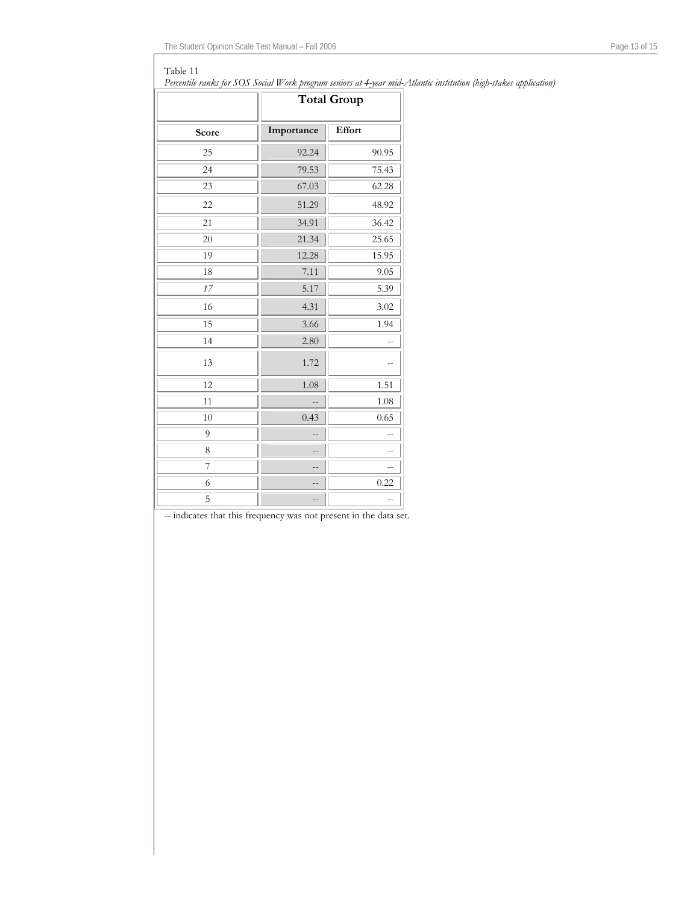Table 11

*Percentile ranks for SOS Social Work program seniors at 4-year mid-Atlantic institution (high-stakes application)*

| | Total Group | |
|---|---|---|
| **Score** | **Importance** | **Effort** |
| 25 | 92.24 | 90.95 |
| 24 | 79.53 | 75.43 |
| 23 | 67.03 | 62.28 |
| 22 | 51.29 | 48.92 |
| 21 | 34.91 | 36.42 |
| 20 | 21.34 | 25.65 |
| 19 | 12.28 | 15.95 |
| 18 | 7.11 | 9.05 |
| *17* | 5.17 | 5.39 |
| 16 | 4.31 | 3.02 |
| 15 | 3.66 | 1.94 |
| 14 | 2.80 | -- |
| 13 | 1.72 | -- |
| 12 | 1.08 | 1.51 |
| 11 | -- | 1.08 |
| 10 | 0.43 | 0.65 |
| 9 | -- | -- |
| 8 | -- | -- |
| 7 | -- | -- |
| 6 | -- | 0.22 |
| 5 | -- | -- |

-- indicates that this frequency was not present in the data set.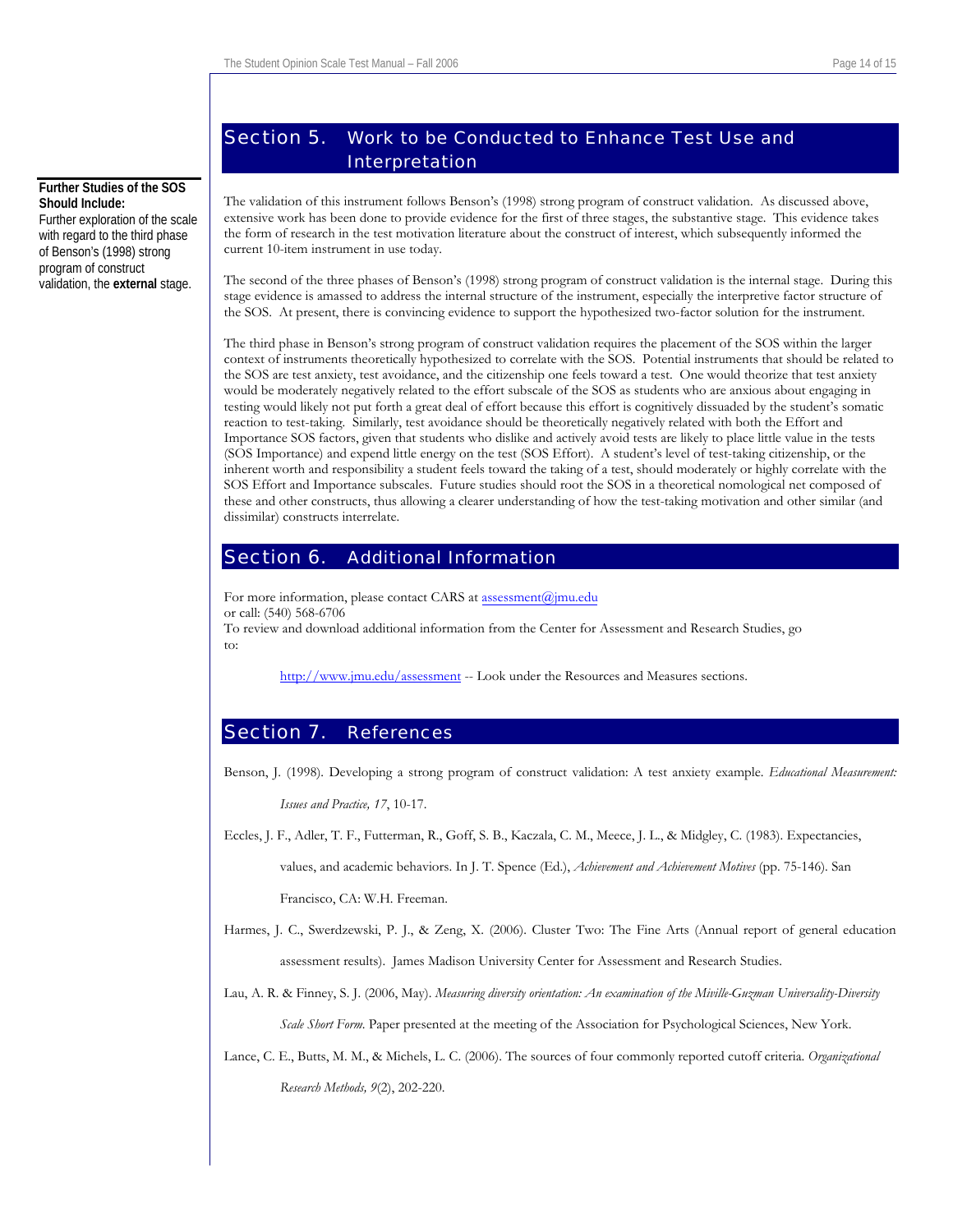## Section 5. Work to be Conducted to Enhance Test Use and Interpretation

**Further Studies of the SOS Should Include:**
Further exploration of the scale with regard to the third phase of Benson's (1998) strong program of construct validation, the **external** stage.

The validation of this instrument follows Benson's (1998) strong program of construct validation. As discussed above, extensive work has been done to provide evidence for the first of three stages, the substantive stage. This evidence takes the form of research in the test motivation literature about the construct of interest, which subsequently informed the current 10-item instrument in use today.

The second of the three phases of Benson's (1998) strong program of construct validation is the internal stage. During this stage evidence is amassed to address the internal structure of the instrument, especially the interpretive factor structure of the SOS. At present, there is convincing evidence to support the hypothesized two-factor solution for the instrument.

The third phase in Benson's strong program of construct validation requires the placement of the SOS within the larger context of instruments theoretically hypothesized to correlate with the SOS. Potential instruments that should be related to the SOS are test anxiety, test avoidance, and the citizenship one feels toward a test. One would theorize that test anxiety would be moderately negatively related to the effort subscale of the SOS as students who are anxious about engaging in testing would likely not put forth a great deal of effort because this effort is cognitively dissuaded by the student's somatic reaction to test-taking. Similarly, test avoidance should be theoretically negatively related with both the Effort and Importance SOS factors, given that students who dislike and actively avoid tests are likely to place little value in the tests (SOS Importance) and expend little energy on the test (SOS Effort). A student's level of test-taking citizenship, or the inherent worth and responsibility a student feels toward the taking of a test, should moderately or highly correlate with the SOS Effort and Importance subscales. Future studies should root the SOS in a theoretical nomological net composed of these and other constructs, thus allowing a clearer understanding of how the test-taking motivation and other similar (and dissimilar) constructs interrelate.

## Section 6. Additional Information

For more information, please contact CARS at assessment@jmu.edu
or call: (540) 568-6706
To review and download additional information from the Center for Assessment and Research Studies, go to:

http://www.jmu.edu/assessment -- Look under the Resources and Measures sections.

## Section 7. References

Benson, J. (1998). Developing a strong program of construct validation: A test anxiety example. *Educational Measurement: Issues and Practice, 17*, 10-17.

Eccles, J. F., Adler, T. F., Futterman, R., Goff, S. B., Kaczala, C. M., Meece, J. L., & Midgley, C. (1983). Expectancies, values, and academic behaviors. In J. T. Spence (Ed.), *Achievement and Achievement Motives* (pp. 75-146). San Francisco, CA: W.H. Freeman.

Harmes, J. C., Swerdzewski, P. J., & Zeng, X. (2006). Cluster Two: The Fine Arts (Annual report of general education assessment results). James Madison University Center for Assessment and Research Studies.

Lau, A. R. & Finney, S. J. (2006, May). *Measuring diversity orientation: An examination of the Miville-Guzman Universality-Diversity Scale Short Form.* Paper presented at the meeting of the Association for Psychological Sciences, New York.

Lance, C. E., Butts, M. M., & Michels, L. C. (2006). The sources of four commonly reported cutoff criteria. *Organizational Research Methods, 9*(2), 202-220.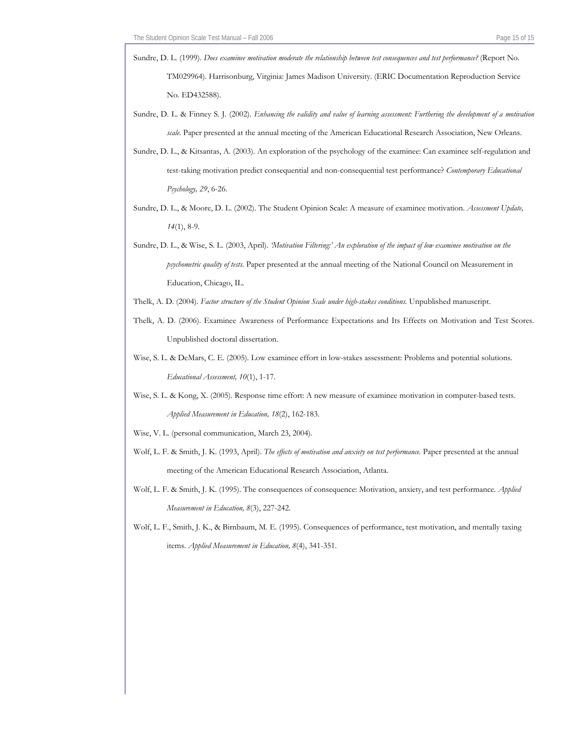Sundre, D. L. (1999). *Does examinee motivation moderate the relationship between test consequences and test performance?* (Report No. TM029964). Harrisonburg, Virginia: James Madison University. (ERIC Documentation Reproduction Service No. ED432588).

Sundre, D. L. & Finney S. J. (2002). *Enhancing the validity and value of learning assessment: Furthering the development of a motivation scale.* Paper presented at the annual meeting of the American Educational Research Association, New Orleans.

Sundre, D. L., & Kitsantas, A. (2003). An exploration of the psychology of the examinee: Can examinee self-regulation and test-taking motivation predict consequential and non-consequential test performance? *Contemporary Educational Psychology, 29*, 6-26.

Sundre, D. L., & Moore, D. L. (2002). The Student Opinion Scale: A measure of examinee motivation. *Assessment Update, 14*(1), 8-9.

Sundre, D. L., & Wise, S. L. (2003, April). *'Motivation Filtering:' An exploration of the impact of low examinee motivation on the psychometric quality of tests.* Paper presented at the annual meeting of the National Council on Measurement in Education, Chicago, IL.

Thelk, A. D. (2004). *Factor structure of the Student Opinion Scale under high-stakes conditions.* Unpublished manuscript.

Thelk, A. D. (2006). Examinee Awareness of Performance Expectations and Its Effects on Motivation and Test Scores. Unpublished doctoral dissertation.

Wise, S. L. & DeMars, C. E. (2005). Low examinee effort in low-stakes assessment: Problems and potential solutions. *Educational Assessment, 10*(1), 1-17.

Wise, S. L. & Kong, X. (2005). Response time effort: A new measure of examinee motivation in computer-based tests. *Applied Measurement in Education, 18*(2), 162-183.

Wise, V. L. (personal communication, March 23, 2004).

Wolf, L. F. & Smith, J. K. (1993, April). *The effects of motivation and anxiety on test performance.* Paper presented at the annual meeting of the American Educational Research Association, Atlanta.

Wolf, L. F. & Smith, J. K. (1995). The consequences of consequence: Motivation, anxiety, and test performance. *Applied Measurement in Education, 8*(3), 227-242.

Wolf, L. F., Smith, J. K., & Birnbaum, M. E. (1995). Consequences of performance, test motivation, and mentally taxing items. *Applied Measurement in Education, 8*(4), 341-351.